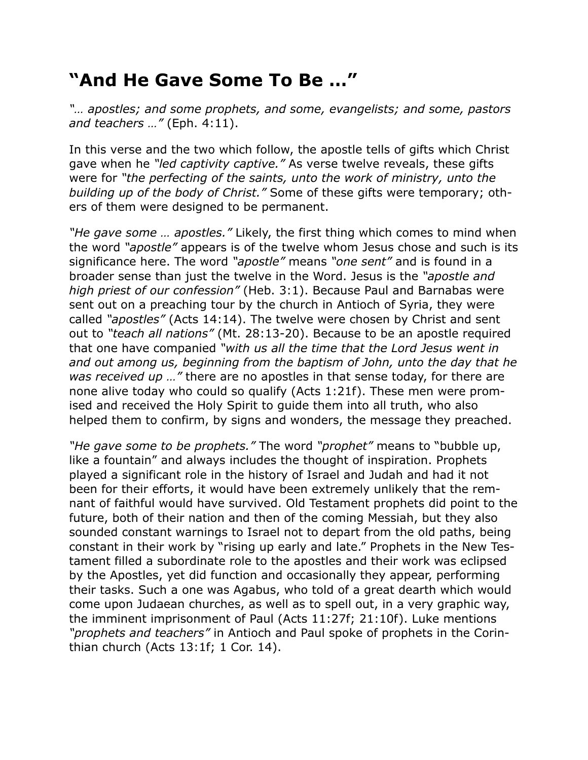# "And He Gave Some To Be …"

*"… apostles; and some prophets, and some, evangelists; and some, pastors and teachers …"* (Eph. 4:11).

In this verse and the two which follow, the apostle tells of gifts which Christ gave when he *"led captivity captive."* As verse twelve reveals, these gifts were for *"the perfecting of the saints, unto the work of ministry, unto the building up of the body of Christ."* Some of these gifts were temporary; others of them were designed to be permanent.

*"He gave some … apostles."* Likely, the first thing which comes to mind when the word *"apostle"* appears is of the twelve whom Jesus chose and such is its significance here. The word *"apostle"* means *"one sent"* and is found in a broader sense than just the twelve in the Word. Jesus is the *"apostle and high priest of our confession"* (Heb. 3:1). Because Paul and Barnabas were sent out on a preaching tour by the church in Antioch of Syria, they were called *"apostles"* (Acts 14:14). The twelve were chosen by Christ and sent out to *"teach all nations"* (Mt. 28:13-20). Because to be an apostle required that one have companied *"with us all the time that the Lord Jesus went in and out among us, beginning from the baptism of John, unto the day that he was received up …"* there are no apostles in that sense today, for there are none alive today who could so qualify (Acts 1:21f). These men were promised and received the Holy Spirit to guide them into all truth, who also helped them to confirm, by signs and wonders, the message they preached.

*"He gave some to be prophets."* The word *"prophet"* means to "bubble up, like a fountain" and always includes the thought of inspiration. Prophets played a significant role in the history of Israel and Judah and had it not been for their efforts, it would have been extremely unlikely that the remnant of faithful would have survived. Old Testament prophets did point to the future, both of their nation and then of the coming Messiah, but they also sounded constant warnings to Israel not to depart from the old paths, being constant in their work by "rising up early and late." Prophets in the New Testament filled a subordinate role to the apostles and their work was eclipsed by the Apostles, yet did function and occasionally they appear, performing their tasks. Such a one was Agabus, who told of a great dearth which would come upon Judaean churches, as well as to spell out, in a very graphic way, the imminent imprisonment of Paul (Acts 11:27f; 21:10f). Luke mentions *"prophets and teachers"* in Antioch and Paul spoke of prophets in the Corinthian church (Acts 13:1f; 1 Cor. 14).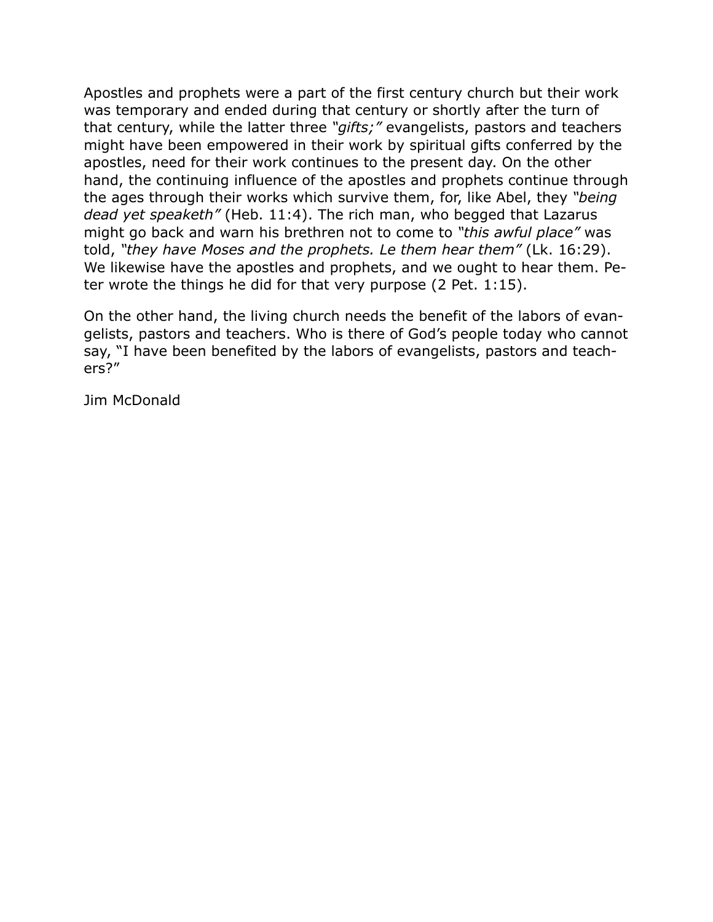Apostles and prophets were a part of the first century church but their work was temporary and ended during that century or shortly after the turn of that century, while the latter three *"gifts;"* evangelists, pastors and teachers might have been empowered in their work by spiritual gifts conferred by the apostles, need for their work continues to the present day. On the other hand, the continuing influence of the apostles and prophets continue through the ages through their works which survive them, for, like Abel, they *"being dead yet speaketh"* (Heb. 11:4). The rich man, who begged that Lazarus might go back and warn his brethren not to come to *"this awful place"* was told, *"they have Moses and the prophets. Le them hear them"* (Lk. 16:29). We likewise have the apostles and prophets, and we ought to hear them. Peter wrote the things he did for that very purpose (2 Pet. 1:15).

On the other hand, the living church needs the benefit of the labors of evangelists, pastors and teachers. Who is there of God's people today who cannot say, "I have been benefited by the labors of evangelists, pastors and teachers?"

Jim McDonald